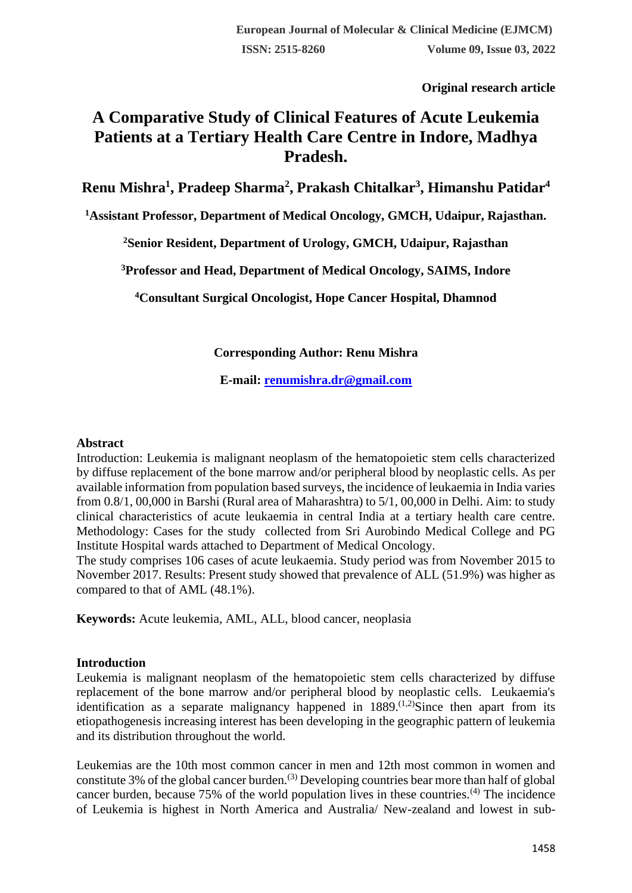**Original research article**

# A Comparative Study of Clinical Features of Acute Leukemia Patients at a Tertiary Health Care Centre in Indore, Madhya Pradesh.

**Renu Mishra[1], Pradeep Sharma[2], Prakash Chitalkar[3], Himanshu Patidar[4]**

**[1]Assistant Professor, Department of Medical Oncology, GMCH, Udaipur, Rajasthan.**

**[2]Senior Resident, Department of Urology, GMCH, Udaipur, Rajasthan**

**[3]Professor and Head, Department of Medical Oncology, SAIMS, Indore**

**[4]Consultant Surgical Oncologist, Hope Cancer Hospital, Dhamnod**

**Corresponding Author: Renu Mishra**

**E-mail: renumishra.dr@gmail.com**

## Abstract

Introduction: Leukemia is malignant neoplasm of the hematopoietic stem cells characterized by diffuse replacement of the bone marrow and/or peripheral blood by neoplastic cells. As per available information from population based surveys, the incidence of leukaemia in India varies from 0.8/1, 00,000 in Barshi (Rural area of Maharashtra) to 5/1, 00,000 in Delhi. Aim: to study clinical characteristics of acute leukaemia in central India at a tertiary health care centre. Methodology: Cases for the study collected from Sri Aurobindo Medical College and PG Institute Hospital wards attached to Department of Medical Oncology.

The study comprises 106 cases of acute leukaemia. Study period was from November 2015 to November 2017. Results: Present study showed that prevalence of ALL (51.9%) was higher as compared to that of AML (48.1%).

**Keywords:** Acute leukemia, AML, ALL, blood cancer, neoplasia

## Introduction

Leukemia is malignant neoplasm of the hematopoietic stem cells characterized by diffuse replacement of the bone marrow and/or peripheral blood by neoplastic cells. Leukaemia's identification as a separate malignancy happened in 1889.[1,2] Since then apart from its etiopathogenesis increasing interest has been developing in the geographic pattern of leukemia and its distribution throughout the world.

Leukemias are the 10th most common cancer in men and 12th most common in women and constitute 3% of the global cancer burden.[3] Developing countries bear more than half of global cancer burden, because 75% of the world population lives in these countries.[4] The incidence of Leukemia is highest in North America and Australia/ New-zealand and lowest in sub-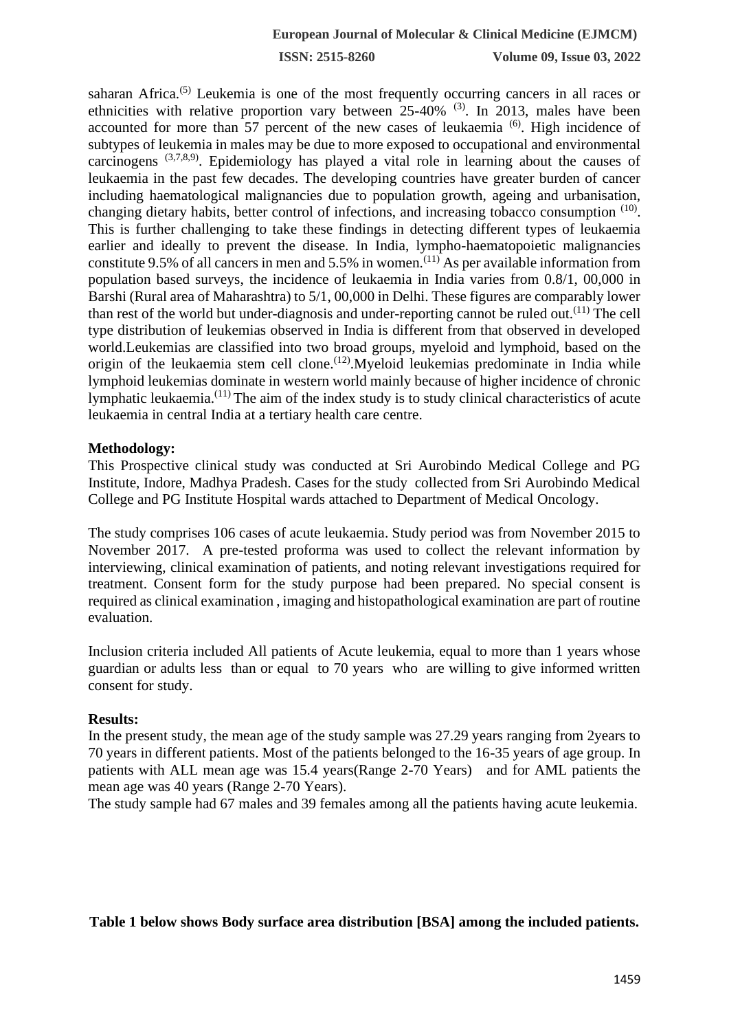saharan Africa.[5] Leukemia is one of the most frequently occurring cancers in all races or ethnicities with relative proportion vary between 25-40% [3]. In 2013, males have been accounted for more than 57 percent of the new cases of leukaemia [6]. High incidence of subtypes of leukemia in males may be due to more exposed to occupational and environmental carcinogens [3,7,8,9]. Epidemiology has played a vital role in learning about the causes of leukaemia in the past few decades. The developing countries have greater burden of cancer including haematological malignancies due to population growth, ageing and urbanisation, changing dietary habits, better control of infections, and increasing tobacco consumption [10]. This is further challenging to take these findings in detecting different types of leukaemia earlier and ideally to prevent the disease. In India, lympho-haematopoietic malignancies constitute 9.5% of all cancers in men and 5.5% in women.[11] As per available information from population based surveys, the incidence of leukaemia in India varies from 0.8/1, 00,000 in Barshi (Rural area of Maharashtra) to 5/1, 00,000 in Delhi. These figures are comparably lower than rest of the world but under-diagnosis and under-reporting cannot be ruled out.[11] The cell type distribution of leukemias observed in India is different from that observed in developed world.Leukemias are classified into two broad groups, myeloid and lymphoid, based on the origin of the leukaemia stem cell clone.[12].Myeloid leukemias predominate in India while lymphoid leukemias dominate in western world mainly because of higher incidence of chronic lymphatic leukaemia.[11] The aim of the index study is to study clinical characteristics of acute leukaemia in central India at a tertiary health care centre.

**Methodology:**

This Prospective clinical study was conducted at Sri Aurobindo Medical College and PG Institute, Indore, Madhya Pradesh. Cases for the study collected from Sri Aurobindo Medical College and PG Institute Hospital wards attached to Department of Medical Oncology.

The study comprises 106 cases of acute leukaemia. Study period was from November 2015 to November 2017. A pre-tested proforma was used to collect the relevant information by interviewing, clinical examination of patients, and noting relevant investigations required for treatment. Consent form for the study purpose had been prepared. No special consent is required as clinical examination , imaging and histopathological examination are part of routine evaluation.

Inclusion criteria included All patients of Acute leukemia, equal to more than 1 years whose guardian or adults less than or equal to 70 years who are willing to give informed written consent for study.

**Results:**

In the present study, the mean age of the study sample was 27.29 years ranging from 2years to 70 years in different patients. Most of the patients belonged to the 16-35 years of age group. In patients with ALL mean age was 15.4 years(Range 2-70 Years) and for AML patients the mean age was 40 years (Range 2-70 Years).

The study sample had 67 males and 39 females among all the patients having acute leukemia.

**Table 1 below shows Body surface area distribution [BSA] among the included patients.**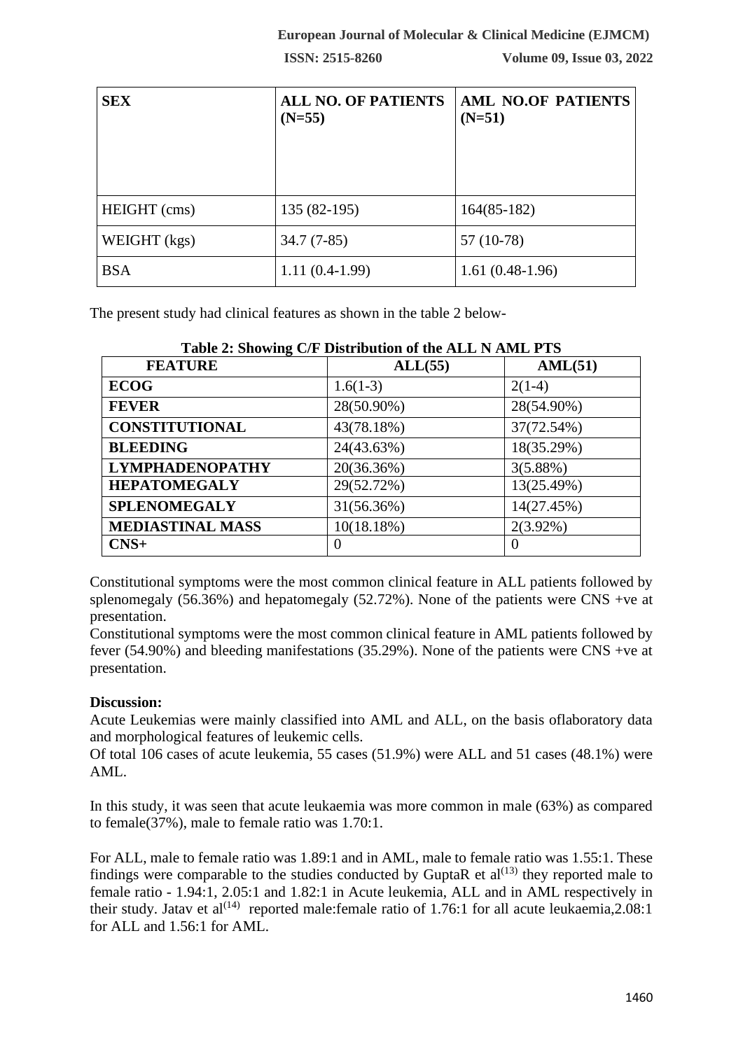| SEX | ALL NO. OF PATIENTS (N=55) | AML NO.OF PATIENTS (N=51) |
|---|---|---|
| HEIGHT (cms) | 135 (82-195) | 164(85-182) |
| WEIGHT (kgs) | 34.7 (7-85) | 57 (10-78) |
| BSA | 1.11 (0.4-1.99) | 1.61 (0.48-1.96) |

The present study had clinical features as shown in the table 2 below-

**Table 2: Showing C/F Distribution of the ALL N AML PTS**

| FEATURE | ALL(55) | AML(51) |
|---|---|---|
| **ECOG** | 1.6(1-3) | 2(1-4) |
| **FEVER** | 28(50.90%) | 28(54.90%) |
| **CONSTITUTIONAL** | 43(78.18%) | 37(72.54%) |
| **BLEEDING** | 24(43.63%) | 18(35.29%) |
| **LYMPHADENOPATHY** | 20(36.36%) | 3(5.88%) |
| **HEPATOMEGALY** | 29(52.72%) | 13(25.49%) |
| **SPLENOMEGALY** | 31(56.36%) | 14(27.45%) |
| **MEDIASTINAL MASS** | 10(18.18%) | 2(3.92%) |
| **CNS+** | 0 | 0 |

Constitutional symptoms were the most common clinical feature in ALL patients followed by splenomegaly (56.36%) and hepatomegaly (52.72%). None of the patients were CNS +ve at presentation.

Constitutional symptoms were the most common clinical feature in AML patients followed by fever (54.90%) and bleeding manifestations (35.29%). None of the patients were CNS +ve at presentation.

**Discussion:**

Acute Leukemias were mainly classified into AML and ALL, on the basis oflaboratory data and morphological features of leukemic cells.

Of total 106 cases of acute leukemia, 55 cases (51.9%) were ALL and 51 cases (48.1%) were AML.

In this study, it was seen that acute leukaemia was more common in male (63%) as compared to female(37%), male to female ratio was 1.70:1.

For ALL, male to female ratio was 1.89:1 and in AML, male to female ratio was 1.55:1. These findings were comparable to the studies conducted by GuptaR et al[13] they reported male to female ratio - 1.94:1, 2.05:1 and 1.82:1 in Acute leukemia, ALL and in AML respectively in their study. Jatav et al[14] reported male:female ratio of 1.76:1 for all acute leukaemia,2.08:1 for ALL and 1.56:1 for AML.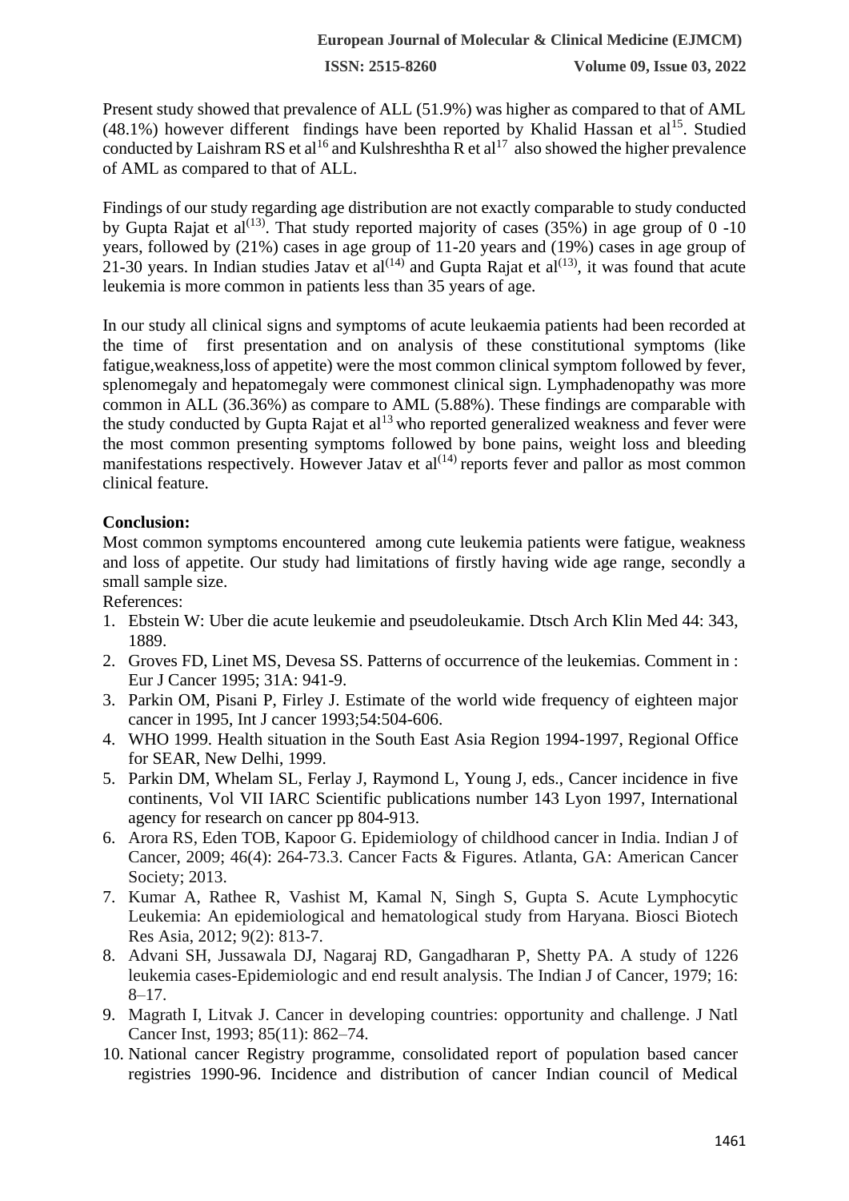Present study showed that prevalence of ALL (51.9%) was higher as compared to that of AML (48.1%) however different findings have been reported by Khalid Hassan et al[15]. Studied conducted by Laishram RS et al[16] and Kulshreshtha R et al[17] also showed the higher prevalence of AML as compared to that of ALL.

Findings of our study regarding age distribution are not exactly comparable to study conducted by Gupta Rajat et al[(13)]. That study reported majority of cases (35%) in age group of 0 -10 years, followed by (21%) cases in age group of 11-20 years and (19%) cases in age group of 21-30 years. In Indian studies Jatav et al[(14)] and Gupta Rajat et al[(13)], it was found that acute leukemia is more common in patients less than 35 years of age.

In our study all clinical signs and symptoms of acute leukaemia patients had been recorded at the time of first presentation and on analysis of these constitutional symptoms (like fatigue,weakness,loss of appetite) were the most common clinical symptom followed by fever, splenomegaly and hepatomegaly were commonest clinical sign. Lymphadenopathy was more common in ALL (36.36%) as compare to AML (5.88%). These findings are comparable with the study conducted by Gupta Rajat et al[13] who reported generalized weakness and fever were the most common presenting symptoms followed by bone pains, weight loss and bleeding manifestations respectively. However Jatav et al[(14)] reports fever and pallor as most common clinical feature.

**Conclusion:**

Most common symptoms encountered among cute leukemia patients were fatigue, weakness and loss of appetite. Our study had limitations of firstly having wide age range, secondly a small sample size.

References:

1. Ebstein W: Uber die acute leukemie and pseudoleukamie. Dtsch Arch Klin Med 44: 343, 1889.
2. Groves FD, Linet MS, Devesa SS. Patterns of occurrence of the leukemias. Comment in : Eur J Cancer 1995; 31A: 941-9.
3. Parkin OM, Pisani P, Firley J. Estimate of the world wide frequency of eighteen major cancer in 1995, Int J cancer 1993;54:504-606.
4. WHO 1999. Health situation in the South East Asia Region 1994-1997, Regional Office for SEAR, New Delhi, 1999.
5. Parkin DM, Whelam SL, Ferlay J, Raymond L, Young J, eds., Cancer incidence in five continents, Vol VII IARC Scientific publications number 143 Lyon 1997, International agency for research on cancer pp 804-913.
6. Arora RS, Eden TOB, Kapoor G. Epidemiology of childhood cancer in India. Indian J of Cancer, 2009; 46(4): 264-73.3. Cancer Facts & Figures. Atlanta, GA: American Cancer Society; 2013.
7. Kumar A, Rathee R, Vashist M, Kamal N, Singh S, Gupta S. Acute Lymphocytic Leukemia: An epidemiological and hematological study from Haryana. Biosci Biotech Res Asia, 2012; 9(2): 813-7.
8. Advani SH, Jussawala DJ, Nagaraj RD, Gangadharan P, Shetty PA. A study of 1226 leukemia cases-Epidemiologic and end result analysis. The Indian J of Cancer, 1979; 16: 8–17.
9. Magrath I, Litvak J. Cancer in developing countries: opportunity and challenge. J Natl Cancer Inst, 1993; 85(11): 862–74.
10. National cancer Registry programme, consolidated report of population based cancer registries 1990-96. Incidence and distribution of cancer Indian council of Medical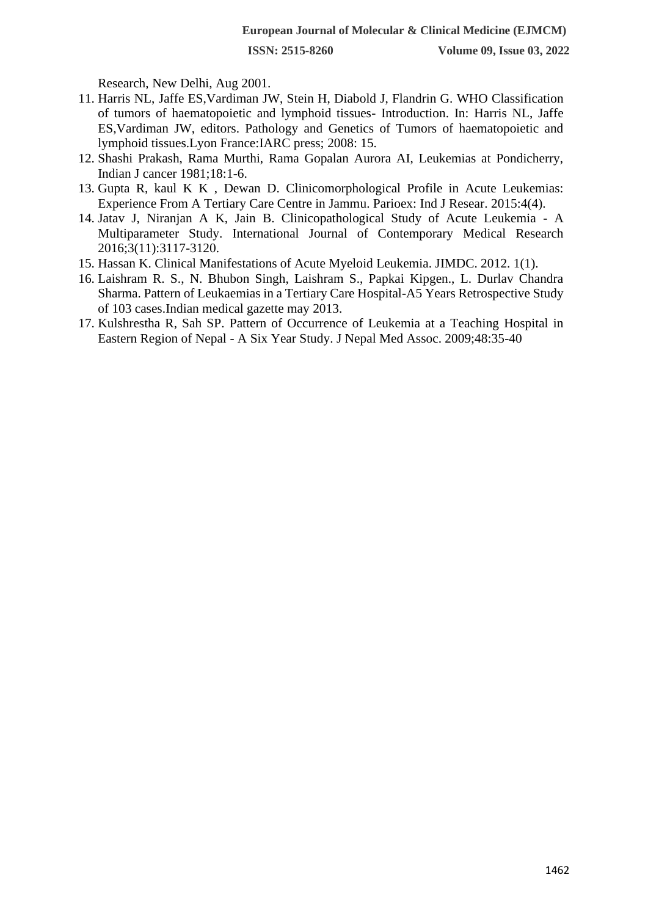Research, New Delhi, Aug 2001.

11. Harris NL, Jaffe ES,Vardiman JW, Stein H, Diabold J, Flandrin G. WHO Classification of tumors of haematopoietic and lymphoid tissues- Introduction. In: Harris NL, Jaffe ES,Vardiman JW, editors. Pathology and Genetics of Tumors of haematopoietic and lymphoid tissues.Lyon France:IARC press; 2008: 15.
12. Shashi Prakash, Rama Murthi, Rama Gopalan Aurora AI, Leukemias at Pondicherry, Indian J cancer 1981;18:1-6.
13. Gupta R, kaul K K , Dewan D. Clinicomorphological Profile in Acute Leukemias: Experience From A Tertiary Care Centre in Jammu. Parioex: Ind J Resear. 2015:4(4).
14. Jatav J, Niranjan A K, Jain B. Clinicopathological Study of Acute Leukemia - A Multiparameter Study. International Journal of Contemporary Medical Research 2016;3(11):3117-3120.
15. Hassan K. Clinical Manifestations of Acute Myeloid Leukemia. JIMDC. 2012. 1(1).
16. Laishram R. S., N. Bhubon Singh, Laishram S., Papkai Kipgen., L. Durlav Chandra Sharma. Pattern of Leukaemias in a Tertiary Care Hospital-A5 Years Retrospective Study of 103 cases.Indian medical gazette may 2013.
17. Kulshrestha R, Sah SP. Pattern of Occurrence of Leukemia at a Teaching Hospital in Eastern Region of Nepal - A Six Year Study. J Nepal Med Assoc. 2009;48:35-40